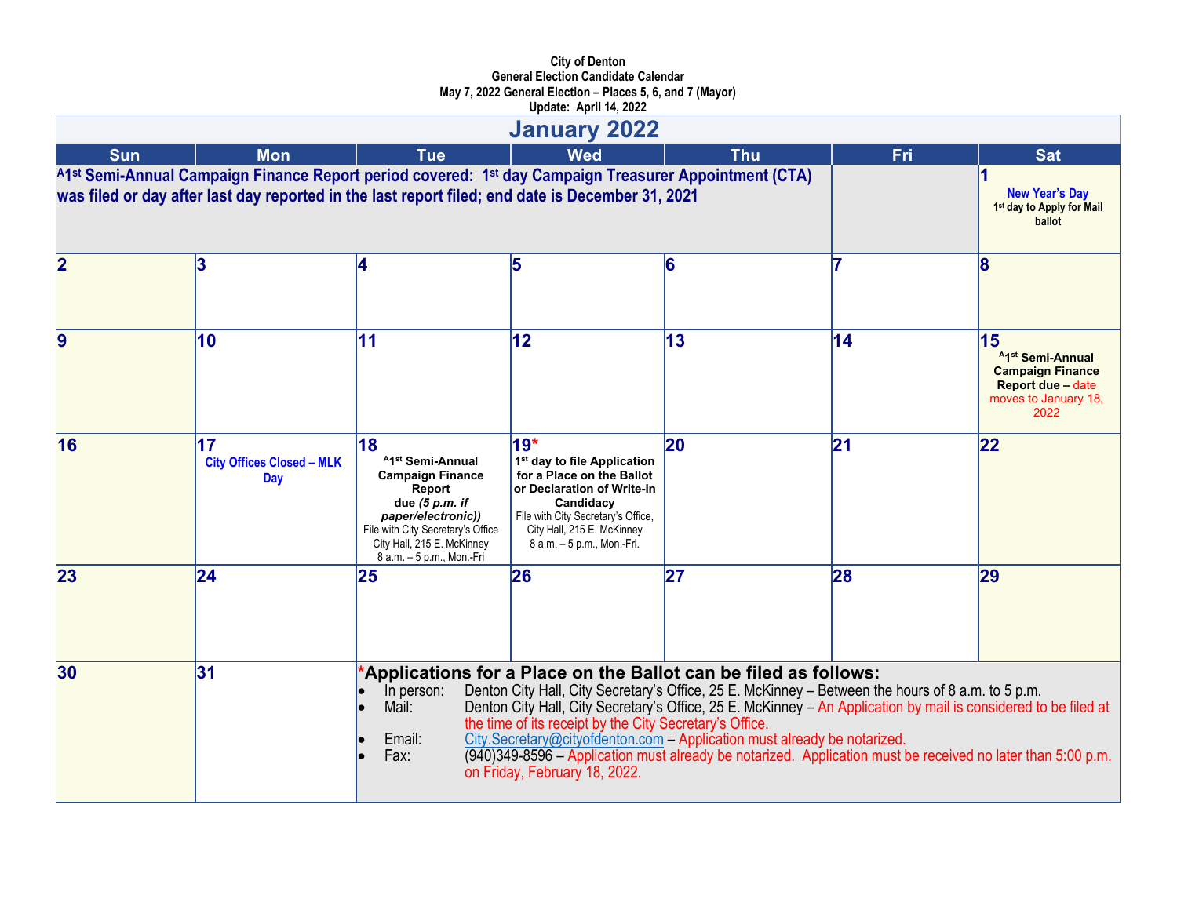**City of Denton**
**General Election Candidate Calendar**
**May 7, 2022 General Election – Places 5, 6, and 7 (Mayor)**
**Update: April 14, 2022**

# January 2022

| Sun | Mon | Tue | Wed | Thu | Fri | Sat |
|---|---|---|---|---|---|---|
| [A]1st Semi-Annual Campaign Finance Report period covered: 1st day Campaign Treasurer Appointment (CTA) was filed or day after last day reported in the last report filed; end date is December 31, 2021 | | | | | | **1** New Year's Day 1st day to Apply for Mail ballot |
| **2** | **3** | **4** | **5** | **6** | **7** | **8** |
| **9** | **10** | **11** | **12** | **13** | **14** | **15** [A]1st Semi-Annual Campaign Finance Report due – date moves to January 18, 2022 |
| **16** | **17** City Offices Closed – MLK Day | **18** [A]1st Semi-Annual Campaign Finance Report due *(5 p.m. if paper/electronic))* File with City Secretary's Office City Hall, 215 E. McKinney 8 a.m. – 5 p.m., Mon.-Fri | **19*** 1st day to file Application for a Place on the Ballot or Declaration of Write-In Candidacy File with City Secretary's Office, City Hall, 215 E. McKinney 8 a.m. – 5 p.m., Mon.-Fri. | **20** | **21** | **22** |
| **23** | **24** | **25** | **26** | **27** | **28** | **29** |
| **30** | **31** | | | | | |

***Applications for a Place on the Ballot can be filed as follows:**

- In person: Denton City Hall, City Secretary's Office, 25 E. McKinney – Between the hours of 8 a.m. to 5 p.m.
- Mail: Denton City Hall, City Secretary's Office, 25 E. McKinney – An Application by mail is considered to be filed at the time of its receipt by the City Secretary's Office.
- Email: City.Secretary@cityofdenton.com – Application must already be notarized.
- Fax: (940)349-8596 – Application must already be notarized. Application must be received no later than 5:00 p.m. on Friday, February 18, 2022.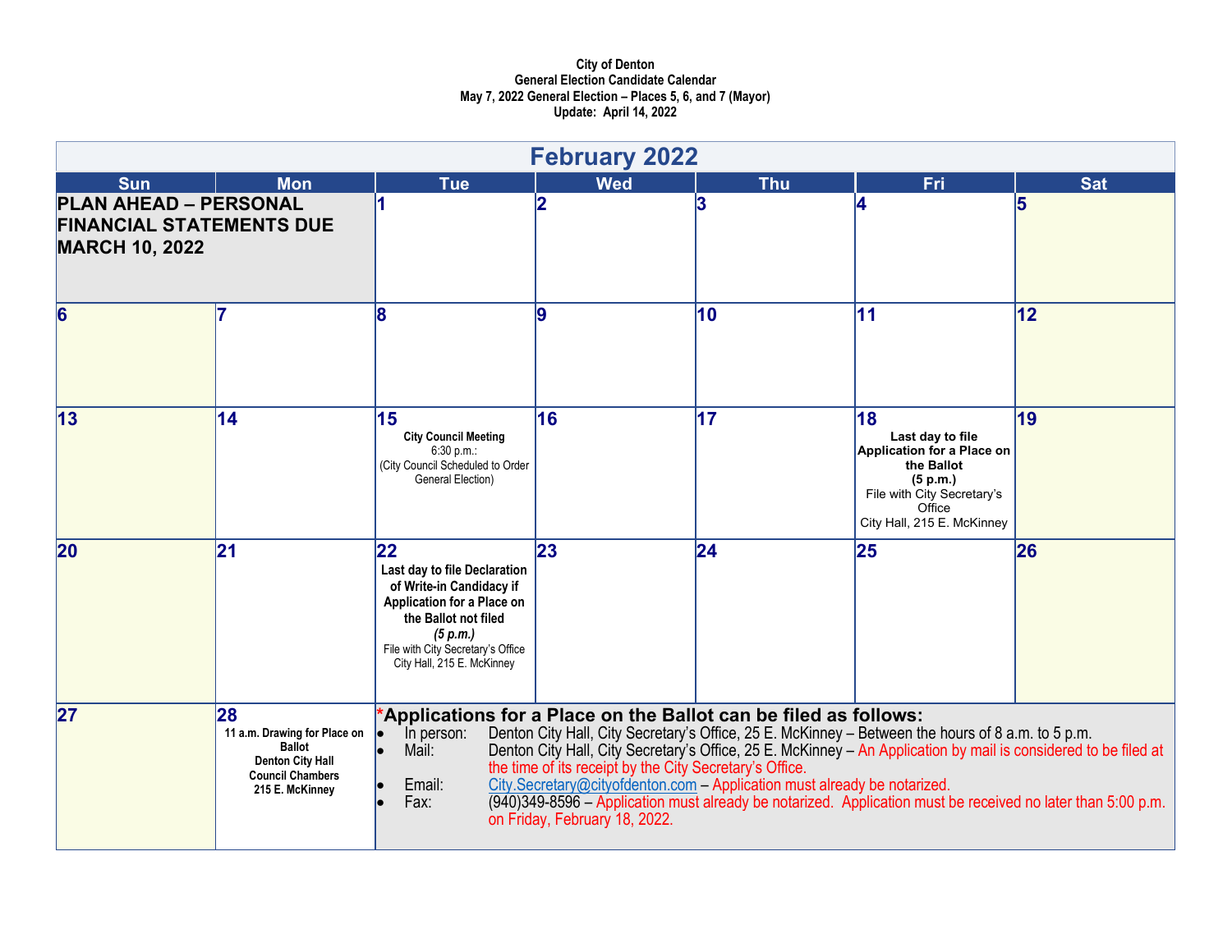City of Denton
General Election Candidate Calendar
May 7, 2022 General Election – Places 5, 6, and 7 (Mayor)
Update: April 14, 2022

## February 2022

| Sun | Mon | Tue | Wed | Thu | Fri | Sat |
|---|---|---|---|---|---|---|
| **PLAN AHEAD – PERSONAL FINANCIAL STATEMENTS DUE MARCH 10, 2022** | | 1 | 2 | 3 | 4 | 5 |
| 6 | 7 | 8 | 9 | 10 | 11 | 12 |
| 13 | 14 | 15 **City Council Meeting** 6:30 p.m.: (City Council Scheduled to Order General Election) | 16 | 17 | 18 **Last day to file Application for a Place on the Ballot (5 p.m.)** File with City Secretary's Office City Hall, 215 E. McKinney | 19 |
| 20 | 21 | 22 **Last day to file Declaration of Write-in Candidacy if Application for a Place on the Ballot not filed** ***(5 p.m.)*** File with City Secretary's Office City Hall, 215 E. McKinney | 23 | 24 | 25 | 26 |
| 27 | 28 **11 a.m. Drawing for Place on Ballot Denton City Hall Council Chambers 215 E. McKinney** | | | | | |

**\*Applications for a Place on the Ballot can be filed as follows:**

- In person: Denton City Hall, City Secretary's Office, 25 E. McKinney – Between the hours of 8 a.m. to 5 p.m.
- Mail: Denton City Hall, City Secretary's Office, 25 E. McKinney – An Application by mail is considered to be filed at the time of its receipt by the City Secretary's Office.
- Email: City.Secretary@cityofdenton.com – Application must already be notarized.
- Fax: (940)349-8596 – Application must already be notarized. Application must be received no later than 5:00 p.m. on Friday, February 18, 2022.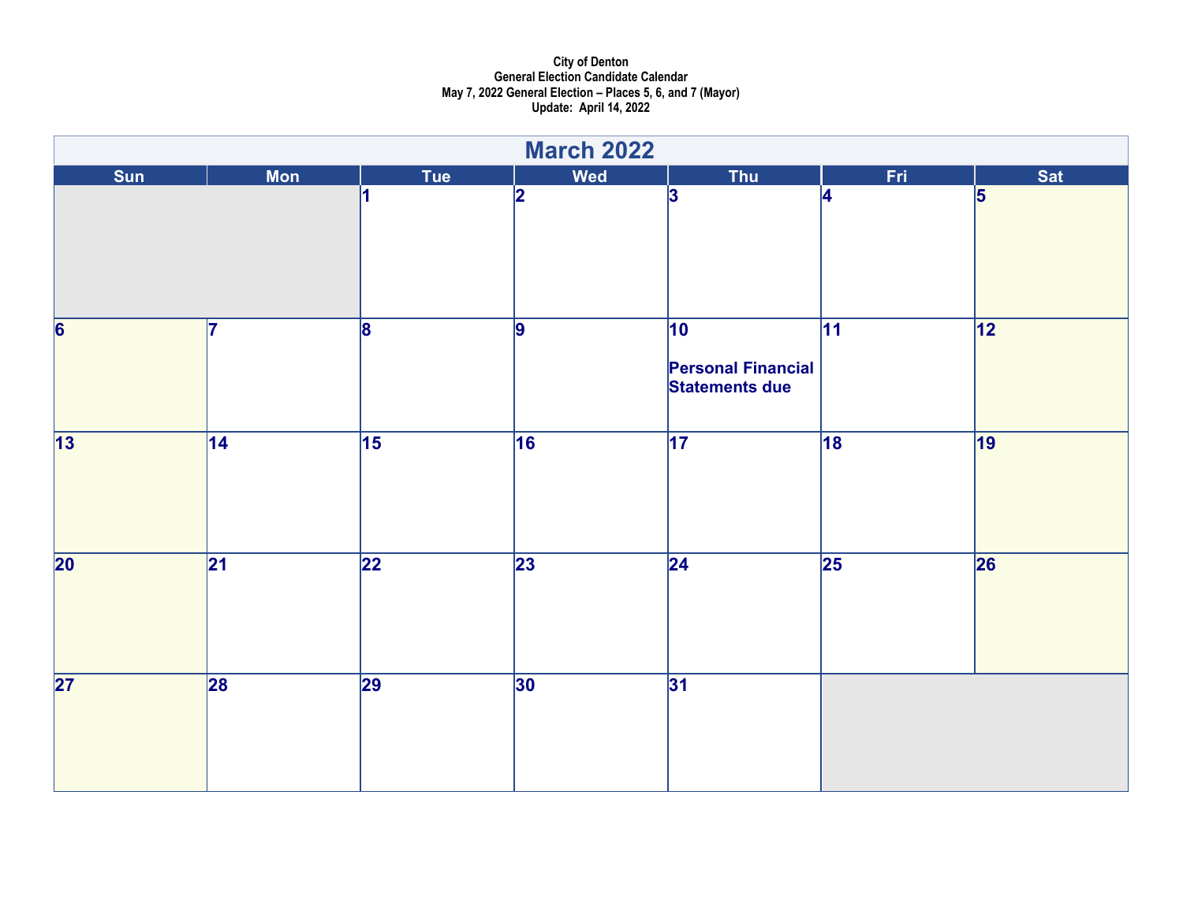City of Denton
General Election Candidate Calendar
May 7, 2022 General Election – Places 5, 6, and 7 (Mayor)
Update: April 14, 2022

## March 2022

| Sun | Mon | Tue | Wed | Thu | Fri | Sat |
|---|---|---|---|---|---|---|
| | | 1 | 2 | 3 | 4 | 5 |
| 6 | 7 | 8 | 9 | 10 Personal Financial Statements due | 11 | 12 |
| 13 | 14 | 15 | 16 | 17 | 18 | 19 |
| 20 | 21 | 22 | 23 | 24 | 25 | 26 |
| 27 | 28 | 29 | 30 | 31 | | |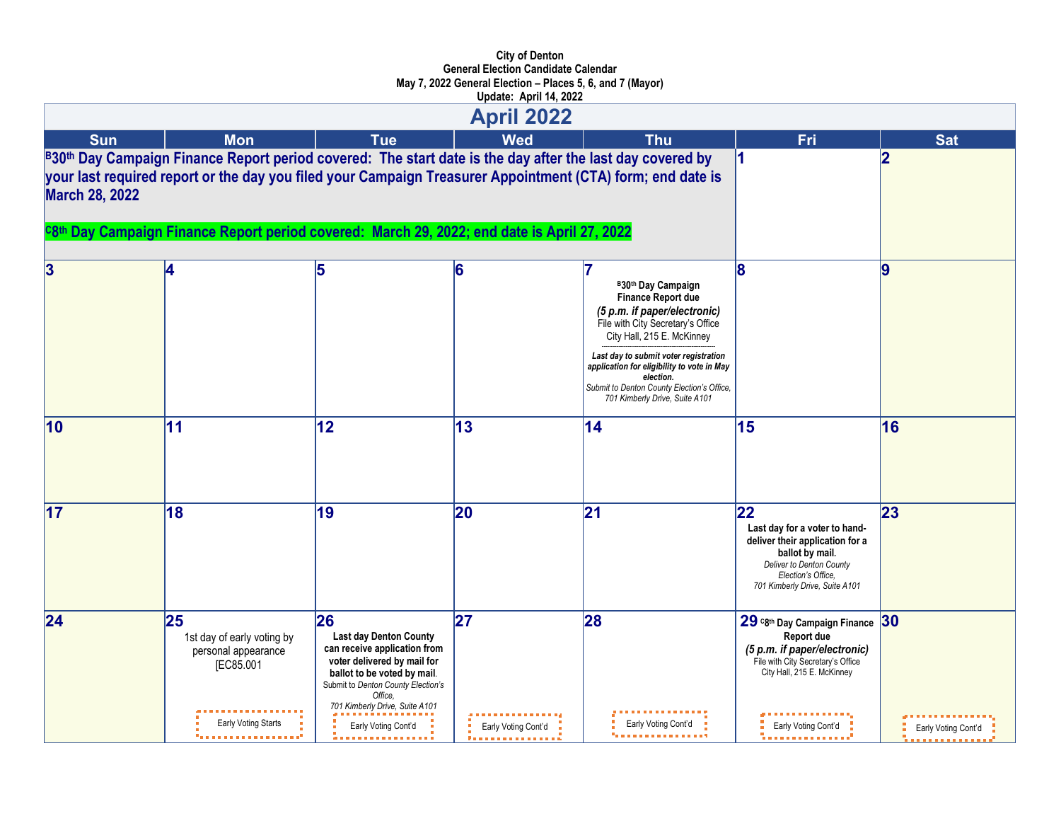**City of Denton**
**General Election Candidate Calendar**
**May 7, 2022 General Election – Places 5, 6, and 7 (Mayor)**
**Update: April 14, 2022**

# April 2022

| Sun | Mon | Tue | Wed | Thu | Fri | Sat |
|---|---|---|---|---|---|---|
| [B]**30th Day Campaign Finance Report period covered: The start date is the day after the last day covered by your last required report or the day you filed your Campaign Treasurer Appointment (CTA) form; end date is March 28, 2022** <br><br> [C]**8th Day Campaign Finance Report period covered: March 29, 2022; end date is April 27, 2022** | | | | | **1** | **2** |
| **3** | **4** | **5** | **6** | **7** <br> [B]**30th Day Campaign Finance Report due** <br> ***(5 p.m. if paper/electronic)*** <br> File with City Secretary's Office <br> City Hall, 215 E. McKinney <br> ***Last day to submit voter registration application for eligibility to vote in May election.*** <br> *Submit to Denton County Election's Office, 701 Kimberly Drive, Suite A101* | **8** | **9** |
| **10** | **11** | **12** | **13** | **14** | **15** | **16** |
| **17** | **18** | **19** | **20** | **21** | **22** <br> **Last day for a voter to hand-deliver their application for a ballot by mail.** <br> *Deliver to Denton County Election's Office, 701 Kimberly Drive, Suite A101* | **23** |
| **24** | **25** <br> 1st day of early voting by personal appearance [EC85.001 <br> Early Voting Starts | **26** <br> **Last day Denton County can receive application from voter delivered by mail for ballot to be voted by mail.** <br> Submit to *Denton County Election's Office, 701 Kimberly Drive, Suite A101* <br> Early Voting Cont'd | **27** <br> Early Voting Cont'd | **28** <br> Early Voting Cont'd | **29** [C]**8th Day Campaign Finance Report due** <br> ***(5 p.m. if paper/electronic)*** <br> File with City Secretary's Office <br> City Hall, 215 E. McKinney <br> Early Voting Cont'd | **30** <br> Early Voting Cont'd |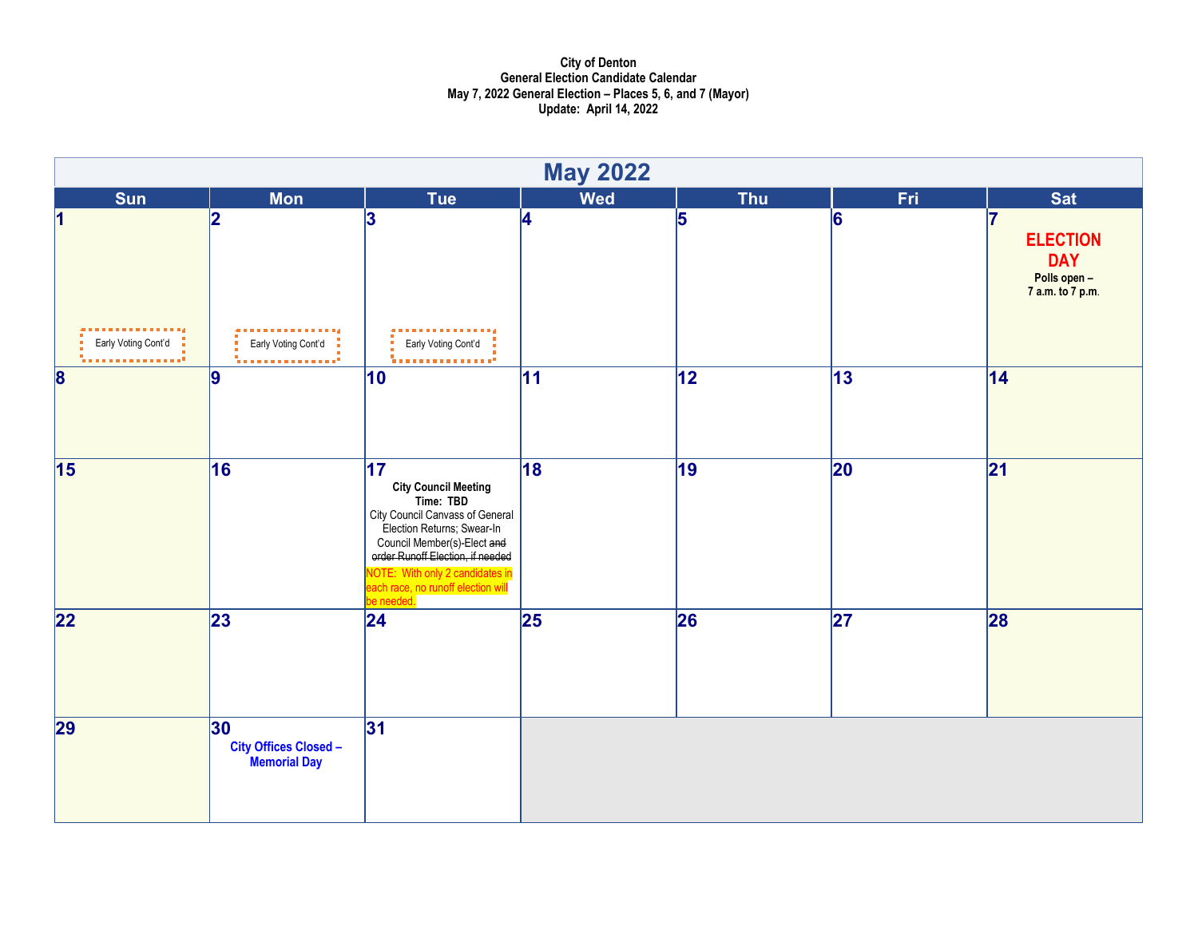**City of Denton**
**General Election Candidate Calendar**
**May 7, 2022 General Election – Places 5, 6, and 7 (Mayor)**
**Update: April 14, 2022**

## May 2022

| Sun | Mon | Tue | Wed | Thu | Fri | Sat |
|---|---|---|---|---|---|---|
| **1** Early Voting Cont'd | **2** Early Voting Cont'd | **3** Early Voting Cont'd | **4** | **5** | **6** | **7** **ELECTION DAY** **Polls open – 7 a.m. to 7 p.m.** |
| **8** | **9** | **10** | **11** | **12** | **13** | **14** |
| **15** | **16** | **17** **City Council Meeting** **Time: TBD** City Council Canvass of General Election Returns; Swear-In Council Member(s)-Elect ~~and order Runoff Election, if needed~~ NOTE: With only 2 candidates in each race, no runoff election will be needed. | **18** | **19** | **20** | **21** |
| **22** | **23** | **24** | **25** | **26** | **27** | **28** |
| **29** | **30** **City Offices Closed – Memorial Day** | **31** | | | | |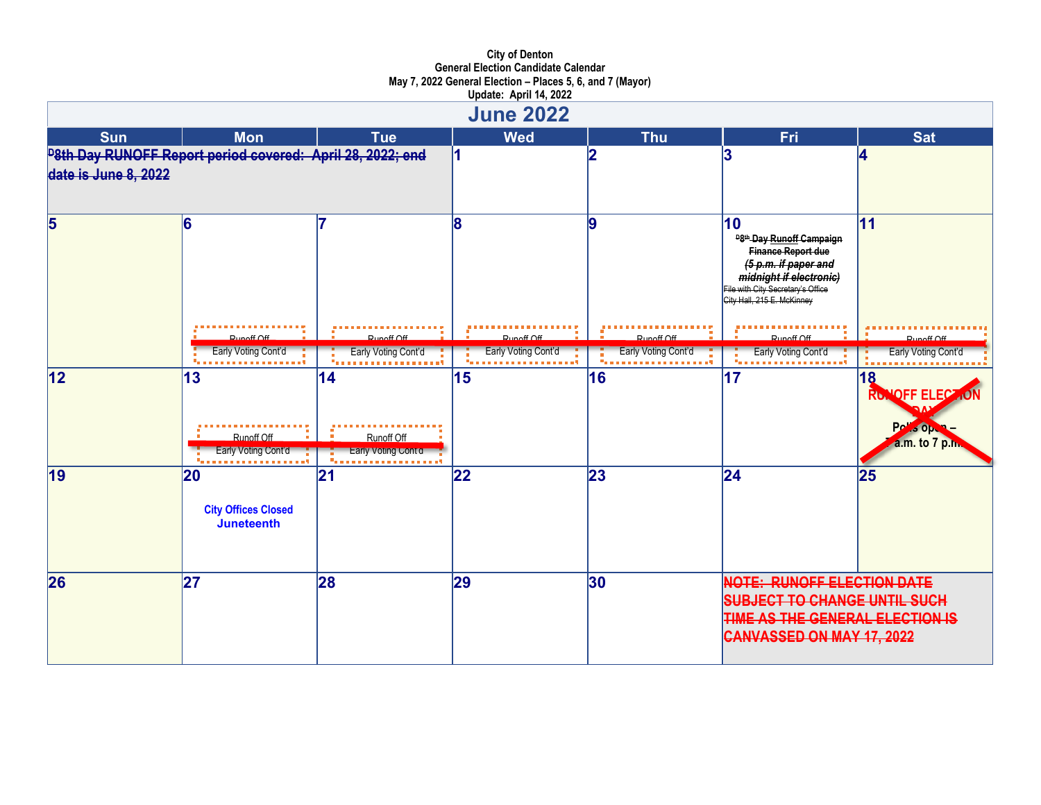City of Denton
General Election Candidate Calendar
May 7, 2022 General Election – Places 5, 6, and 7 (Mayor)
Update: April 14, 2022

## June 2022

| Sun | Mon | Tue | Wed | Thu | Fri | Sat |
|---|---|---|---|---|---|---|
| ~~D 8th Day RUNOFF Report period covered: April 28, 2022; end date is June 8, 2022~~ | | | 1 | 2 | 3 | 4 |
| 5 | 6 ~~Runoff Off Early Voting Cont'd~~ | 7 ~~Runoff Off Early Voting Cont'd~~ | 8 ~~Runoff Off Early Voting Cont'd~~ | 9 ~~Runoff Off Early Voting Cont'd~~ | 10 ~~D 8th Day Runoff Campaign Finance Report due *(5 p.m. if paper and midnight if electronic)* File with City Secretary's Office City Hall, 215 E. McKinney~~ ~~Runoff Off Early Voting Cont'd~~ | 11 ~~Runoff Off Early Voting Cont'd~~ |
| 12 | 13 ~~Runoff Off Early Voting Cont'd~~ | 14 ~~Runoff Off Early Voting Cont'd~~ | 15 | 16 | 17 | 18 ~~RUNOFF ELECTION DAY Polls open – 7 a.m. to 7 p.m.~~ |
| 19 | 20 City Offices Closed **Juneteenth** | 21 | 22 | 23 | 24 | 25 |
| 26 | 27 | 28 | 29 | 30 | ~~NOTE: RUNOFF ELECTION DATE SUBJECT TO CHANGE UNTIL SUCH TIME AS THE GENERAL ELECTION IS CANVASSED ON MAY 17, 2022~~ | |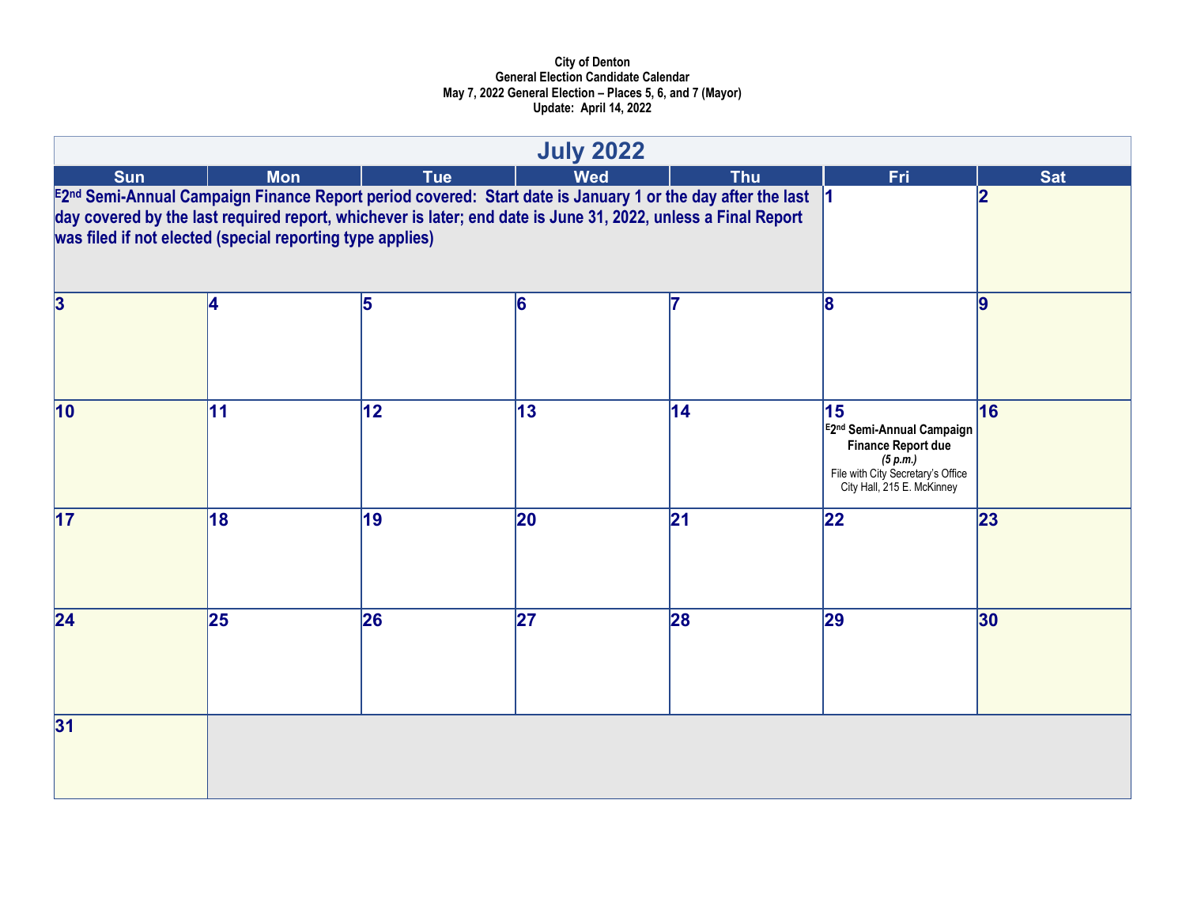City of Denton
General Election Candidate Calendar
May 7, 2022 General Election – Places 5, 6, and 7 (Mayor)
Update: April 14, 2022

## July 2022

| Sun | Mon | Tue | Wed | Thu | Fri | Sat |
|---|---|---|---|---|---|---|
| [E]2nd Semi-Annual Campaign Finance Report period covered: Start date is January 1 or the day after the last day covered by the last required report, whichever is later; end date is June 31, 2022, unless a Final Report was filed if not elected (special reporting type applies) | | | | | 1 | 2 |
| 3 | 4 | 5 | 6 | 7 | 8 | 9 |
| 10 | 11 | 12 | 13 | 14 | 15<br>**[E]2nd Semi-Annual Campaign Finance Report due**<br>***(5 p.m.)***<br>File with City Secretary's Office<br>City Hall, 215 E. McKinney | 16 |
| 17 | 18 | 19 | 20 | 21 | 22 | 23 |
| 24 | 25 | 26 | 27 | 28 | 29 | 30 |
| 31 | | | | | | |